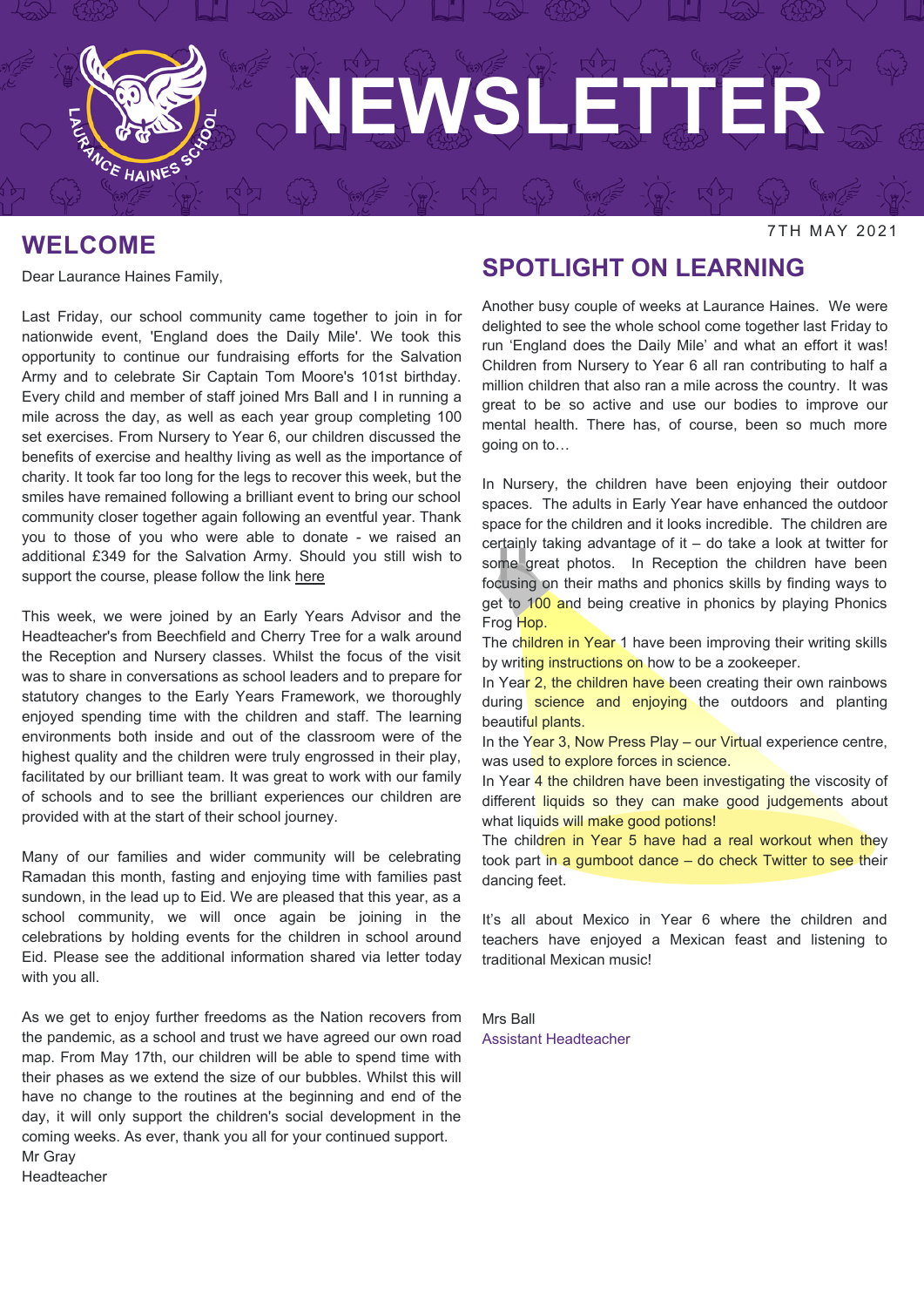# NEWSLETTER

7TH MAY 2021

## WELCOME

Dear Laurance Haines Family,

Last Friday, our school community came together to join in for nationwide event, 'England does the Daily Mile'. We took this opportunity to continue our fundraising efforts for the Salvation Army and to celebrate Sir Captain Tom Moore's 101st birthday. Every child and member of staff joined Mrs Ball and I in running a mile across the day, as well as each year group completing 100 set exercises. From Nursery to Year 6, our children discussed the benefits of exercise and healthy living as well as the importance of charity. It took far too long for the legs to recover this week, but the smiles have remained following a brilliant event to bring our school community closer together again following an eventful year. Thank you to those of you who were able to donate - we raised an additional £349 for the Salvation Army. Should you still wish to support the course, please follow the link here

This week, we were joined by an Early Years Advisor and the Headteacher's from Beechfield and Cherry Tree for a walk around the Reception and Nursery classes. Whilst the focus of the visit was to share in conversations as school leaders and to prepare for statutory changes to the Early Years Framework, we thoroughly enjoyed spending time with the children and staff. The learning environments both inside and out of the classroom were of the highest quality and the children were truly engrossed in their play, facilitated by our brilliant team. It was great to work with our family of schools and to see the brilliant experiences our children are provided with at the start of their school journey.

Many of our families and wider community will be celebrating Ramadan this month, fasting and enjoying time with families past sundown, in the lead up to Eid. We are pleased that this year, as a school community, we will once again be joining in the celebrations by holding events for the children in school around Eid. Please see the additional information shared via letter today with you all.

As we get to enjoy further freedoms as the Nation recovers from the pandemic, as a school and trust we have agreed our own road map. From May 17th, our children will be able to spend time with their phases as we extend the size of our bubbles. Whilst this will have no change to the routines at the beginning and end of the day, it will only support the children's social development in the coming weeks. As ever, thank you all for your continued support.

Mr Gray
Headteacher

## SPOTLIGHT ON LEARNING

Another busy couple of weeks at Laurance Haines. We were delighted to see the whole school come together last Friday to run 'England does the Daily Mile' and what an effort it was! Children from Nursery to Year 6 all ran contributing to half a million children that also ran a mile across the country. It was great to be so active and use our bodies to improve our mental health. There has, of course, been so much more going on to…

In Nursery, the children have been enjoying their outdoor spaces. The adults in Early Year have enhanced the outdoor space for the children and it looks incredible. The children are certainly taking advantage of it – do take a look at twitter for some great photos. In Reception the children have been focusing on their maths and phonics skills by finding ways to get to 100 and being creative in phonics by playing Phonics Frog Hop.

The children in Year 1 have been improving their writing skills by writing instructions on how to be a zookeeper.

In Year 2, the children have been creating their own rainbows during science and enjoying the outdoors and planting beautiful plants.

In the Year 3, Now Press Play – our Virtual experience centre, was used to explore forces in science.

In Year 4 the children have been investigating the viscosity of different liquids so they can make good judgements about what liquids will make good potions!

The children in Year 5 have had a real workout when they took part in a gumboot dance – do check Twitter to see their dancing feet.

It's all about Mexico in Year 6 where the children and teachers have enjoyed a Mexican feast and listening to traditional Mexican music!

Mrs Ball
Assistant Headteacher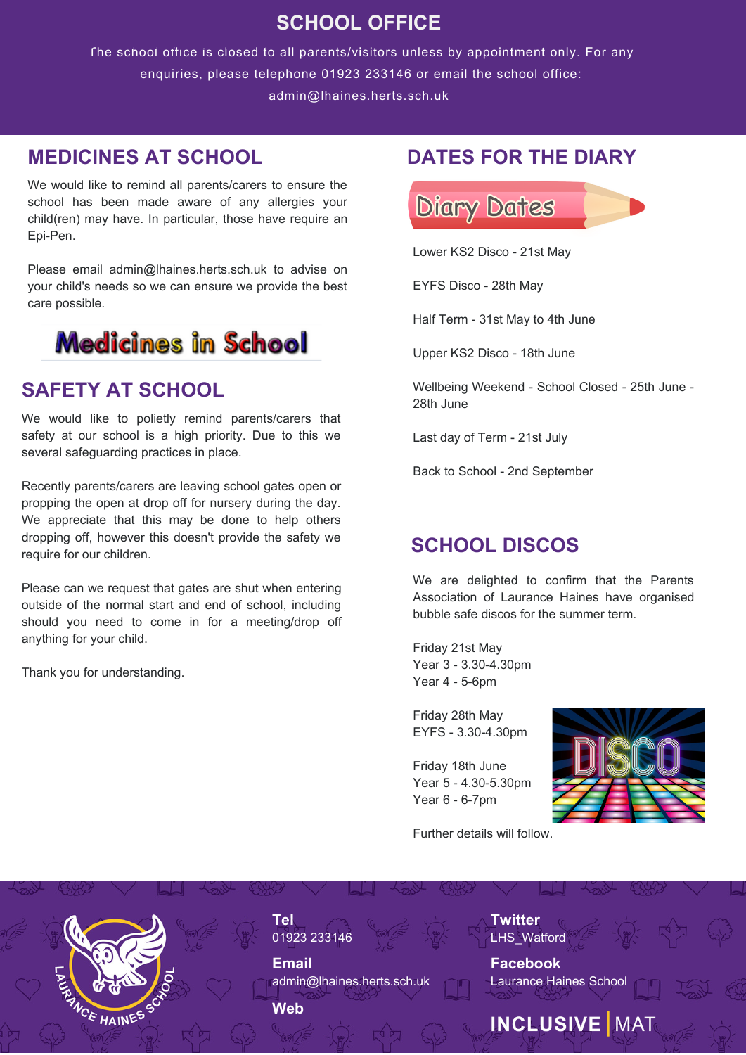## SCHOOL OFFICE

The school office is closed to all parents/visitors unless by appointment only. For any enquiries, please telephone 01923 233146 or email the school office: admin@lhaines.herts.sch.uk

## MEDICINES AT SCHOOL

We would like to remind all parents/carers to ensure the school has been made aware of any allergies your child(ren) may have. In particular, those have require an Epi-Pen.

Please email admin@lhaines.herts.sch.uk to advise on your child's needs so we can ensure we provide the best care possible.

Medicines in School

## SAFETY AT SCHOOL

We would like to polietly remind parents/carers that safety at our school is a high priority. Due to this we several safeguarding practices in place.

Recently parents/carers are leaving school gates open or propping the open at drop off for nursery during the day. We appreciate that this may be done to help others dropping off, however this doesn't provide the safety we require for our children.

Please can we request that gates are shut when entering outside of the normal start and end of school, including should you need to come in for a meeting/drop off anything for your child.

Thank you for understanding.

## DATES FOR THE DIARY

Diary Dates

Lower KS2 Disco - 21st May

EYFS Disco - 28th May

Half Term - 31st May to 4th June

Upper KS2 Disco - 18th June

Wellbeing Weekend - School Closed - 25th June - 28th June

Last day of Term - 21st July

Back to School - 2nd September

## SCHOOL DISCOS

We are delighted to confirm that the Parents Association of Laurance Haines have organised bubble safe discos for the summer term.

Friday 21st May
Year 3 - 3.30-4.30pm
Year 4 - 5-6pm

Friday 28th May
EYFS - 3.30-4.30pm

Friday 18th June
Year 5 - 4.30-5.30pm
Year 6 - 6-7pm

Further details will follow.

**Tel**
01923 233146

**Email**
admin@lhaines.herts.sch.uk

**Web**

**Twitter**
LHS_Watford

**Facebook**
Laurance Haines School

INCLUSIVE | MAT